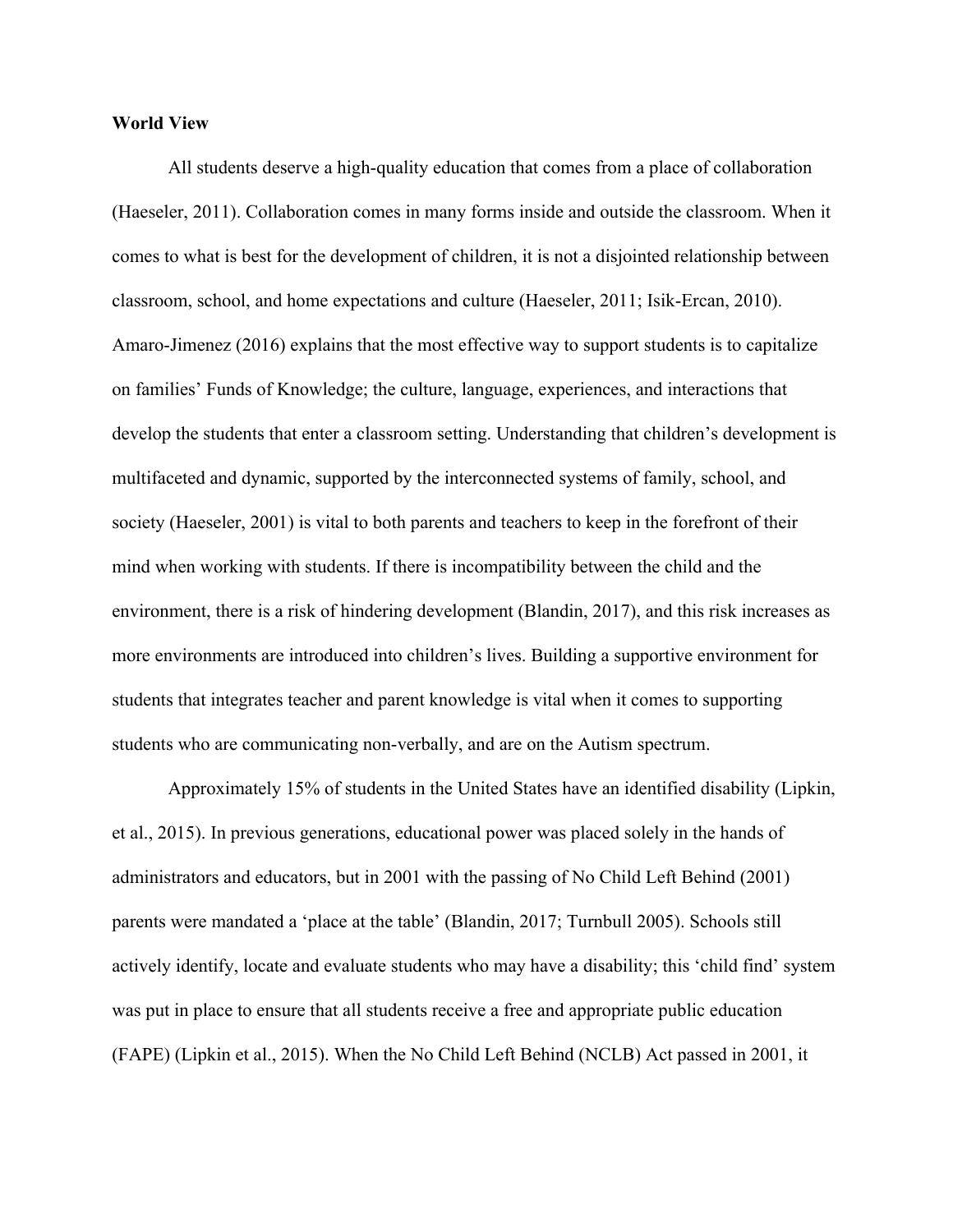**World View**

All students deserve a high-quality education that comes from a place of collaboration (Haeseler, 2011). Collaboration comes in many forms inside and outside the classroom. When it comes to what is best for the development of children, it is not a disjointed relationship between classroom, school, and home expectations and culture (Haeseler, 2011; Isik-Ercan, 2010). Amaro-Jimenez (2016) explains that the most effective way to support students is to capitalize on families' Funds of Knowledge; the culture, language, experiences, and interactions that develop the students that enter a classroom setting. Understanding that children's development is multifaceted and dynamic, supported by the interconnected systems of family, school, and society (Haeseler, 2001) is vital to both parents and teachers to keep in the forefront of their mind when working with students. If there is incompatibility between the child and the environment, there is a risk of hindering development (Blandin, 2017), and this risk increases as more environments are introduced into children's lives. Building a supportive environment for students that integrates teacher and parent knowledge is vital when it comes to supporting students who are communicating non-verbally, and are on the Autism spectrum.

Approximately 15% of students in the United States have an identified disability (Lipkin, et al., 2015). In previous generations, educational power was placed solely in the hands of administrators and educators, but in 2001 with the passing of No Child Left Behind (2001) parents were mandated a 'place at the table' (Blandin, 2017; Turnbull 2005). Schools still actively identify, locate and evaluate students who may have a disability; this 'child find' system was put in place to ensure that all students receive a free and appropriate public education (FAPE) (Lipkin et al., 2015). When the No Child Left Behind (NCLB) Act passed in 2001, it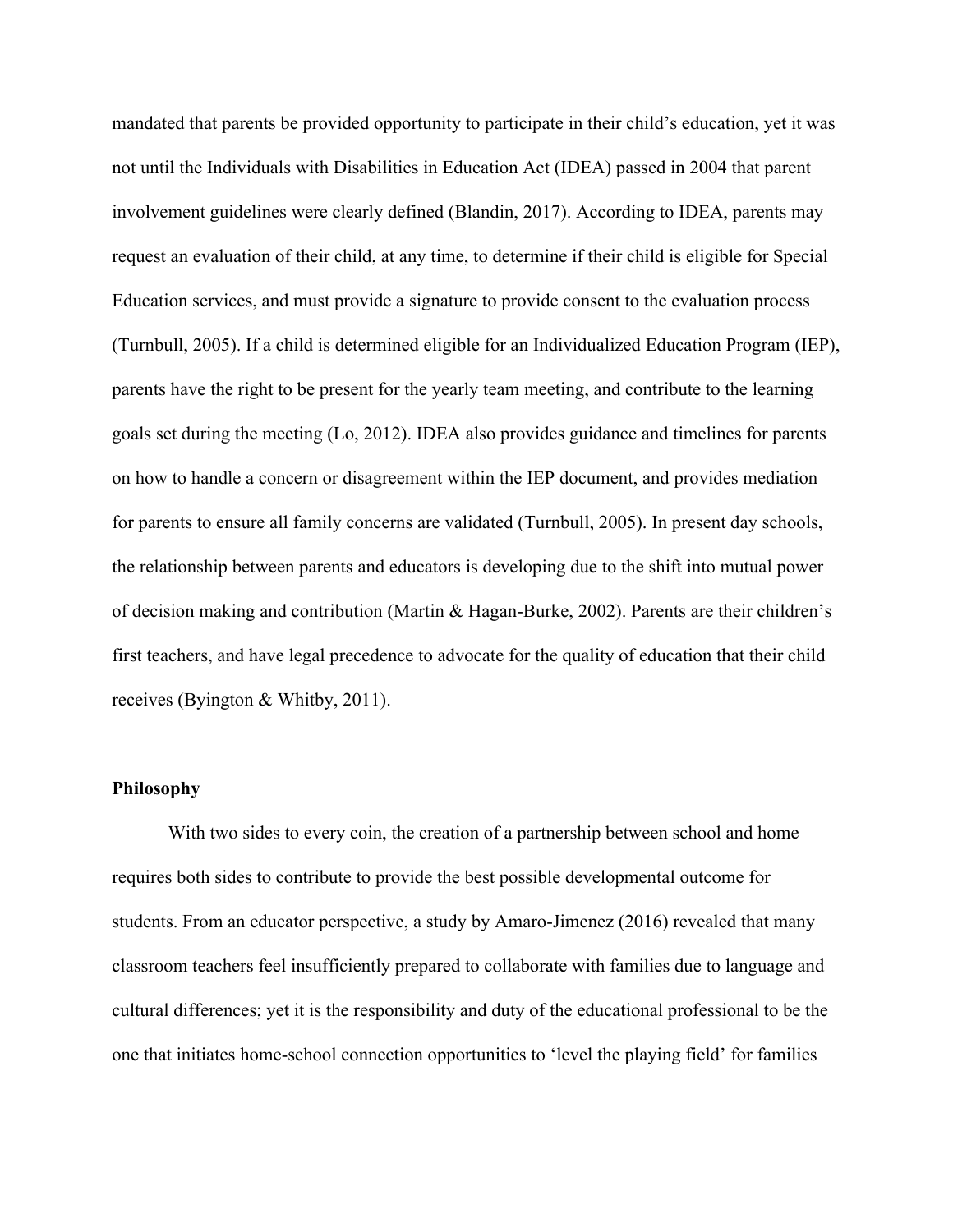mandated that parents be provided opportunity to participate in their child's education, yet it was not until the Individuals with Disabilities in Education Act (IDEA) passed in 2004 that parent involvement guidelines were clearly defined (Blandin, 2017). According to IDEA, parents may request an evaluation of their child, at any time, to determine if their child is eligible for Special Education services, and must provide a signature to provide consent to the evaluation process (Turnbull, 2005). If a child is determined eligible for an Individualized Education Program (IEP), parents have the right to be present for the yearly team meeting, and contribute to the learning goals set during the meeting (Lo, 2012). IDEA also provides guidance and timelines for parents on how to handle a concern or disagreement within the IEP document, and provides mediation for parents to ensure all family concerns are validated (Turnbull, 2005). In present day schools, the relationship between parents and educators is developing due to the shift into mutual power of decision making and contribution (Martin & Hagan-Burke, 2002). Parents are their children's first teachers, and have legal precedence to advocate for the quality of education that their child receives (Byington & Whitby, 2011).

**Philosophy**

With two sides to every coin, the creation of a partnership between school and home requires both sides to contribute to provide the best possible developmental outcome for students. From an educator perspective, a study by Amaro-Jimenez (2016) revealed that many classroom teachers feel insufficiently prepared to collaborate with families due to language and cultural differences; yet it is the responsibility and duty of the educational professional to be the one that initiates home-school connection opportunities to 'level the playing field' for families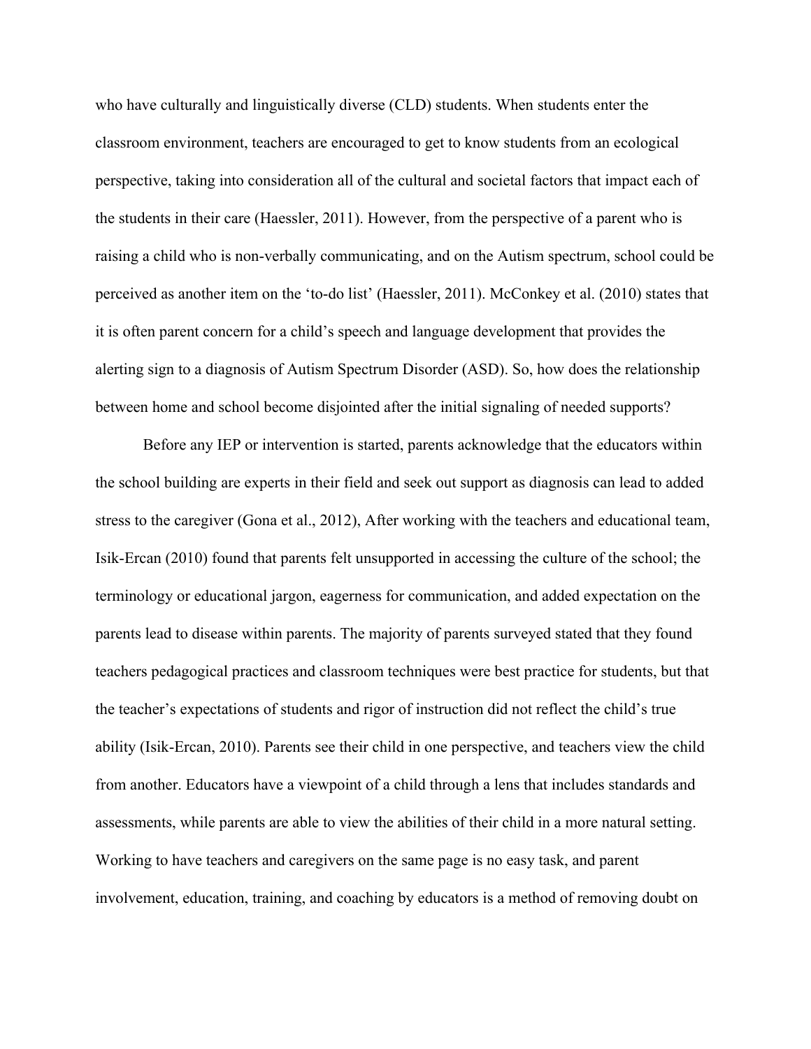who have culturally and linguistically diverse (CLD) students. When students enter the classroom environment, teachers are encouraged to get to know students from an ecological perspective, taking into consideration all of the cultural and societal factors that impact each of the students in their care (Haessler, 2011). However, from the perspective of a parent who is raising a child who is non-verbally communicating, and on the Autism spectrum, school could be perceived as another item on the 'to-do list' (Haessler, 2011). McConkey et al. (2010) states that it is often parent concern for a child's speech and language development that provides the alerting sign to a diagnosis of Autism Spectrum Disorder (ASD). So, how does the relationship between home and school become disjointed after the initial signaling of needed supports?

Before any IEP or intervention is started, parents acknowledge that the educators within the school building are experts in their field and seek out support as diagnosis can lead to added stress to the caregiver (Gona et al., 2012), After working with the teachers and educational team, Isik-Ercan (2010) found that parents felt unsupported in accessing the culture of the school; the terminology or educational jargon, eagerness for communication, and added expectation on the parents lead to disease within parents. The majority of parents surveyed stated that they found teachers pedagogical practices and classroom techniques were best practice for students, but that the teacher's expectations of students and rigor of instruction did not reflect the child's true ability (Isik-Ercan, 2010). Parents see their child in one perspective, and teachers view the child from another. Educators have a viewpoint of a child through a lens that includes standards and assessments, while parents are able to view the abilities of their child in a more natural setting. Working to have teachers and caregivers on the same page is no easy task, and parent involvement, education, training, and coaching by educators is a method of removing doubt on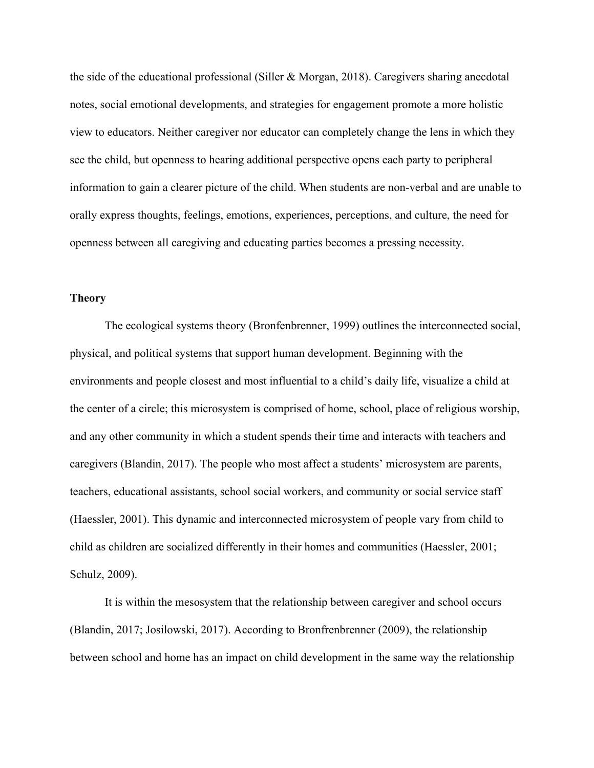the side of the educational professional (Siller & Morgan, 2018). Caregivers sharing anecdotal notes, social emotional developments, and strategies for engagement promote a more holistic view to educators. Neither caregiver nor educator can completely change the lens in which they see the child, but openness to hearing additional perspective opens each party to peripheral information to gain a clearer picture of the child. When students are non-verbal and are unable to orally express thoughts, feelings, emotions, experiences, perceptions, and culture, the need for openness between all caregiving and educating parties becomes a pressing necessity.

**Theory**

The ecological systems theory (Bronfenbrenner, 1999) outlines the interconnected social, physical, and political systems that support human development. Beginning with the environments and people closest and most influential to a child's daily life, visualize a child at the center of a circle; this microsystem is comprised of home, school, place of religious worship, and any other community in which a student spends their time and interacts with teachers and caregivers (Blandin, 2017). The people who most affect a students' microsystem are parents, teachers, educational assistants, school social workers, and community or social service staff (Haessler, 2001). This dynamic and interconnected microsystem of people vary from child to child as children are socialized differently in their homes and communities (Haessler, 2001; Schulz, 2009).

It is within the mesosystem that the relationship between caregiver and school occurs (Blandin, 2017; Josilowski, 2017). According to Bronfrenbrenner (2009), the relationship between school and home has an impact on child development in the same way the relationship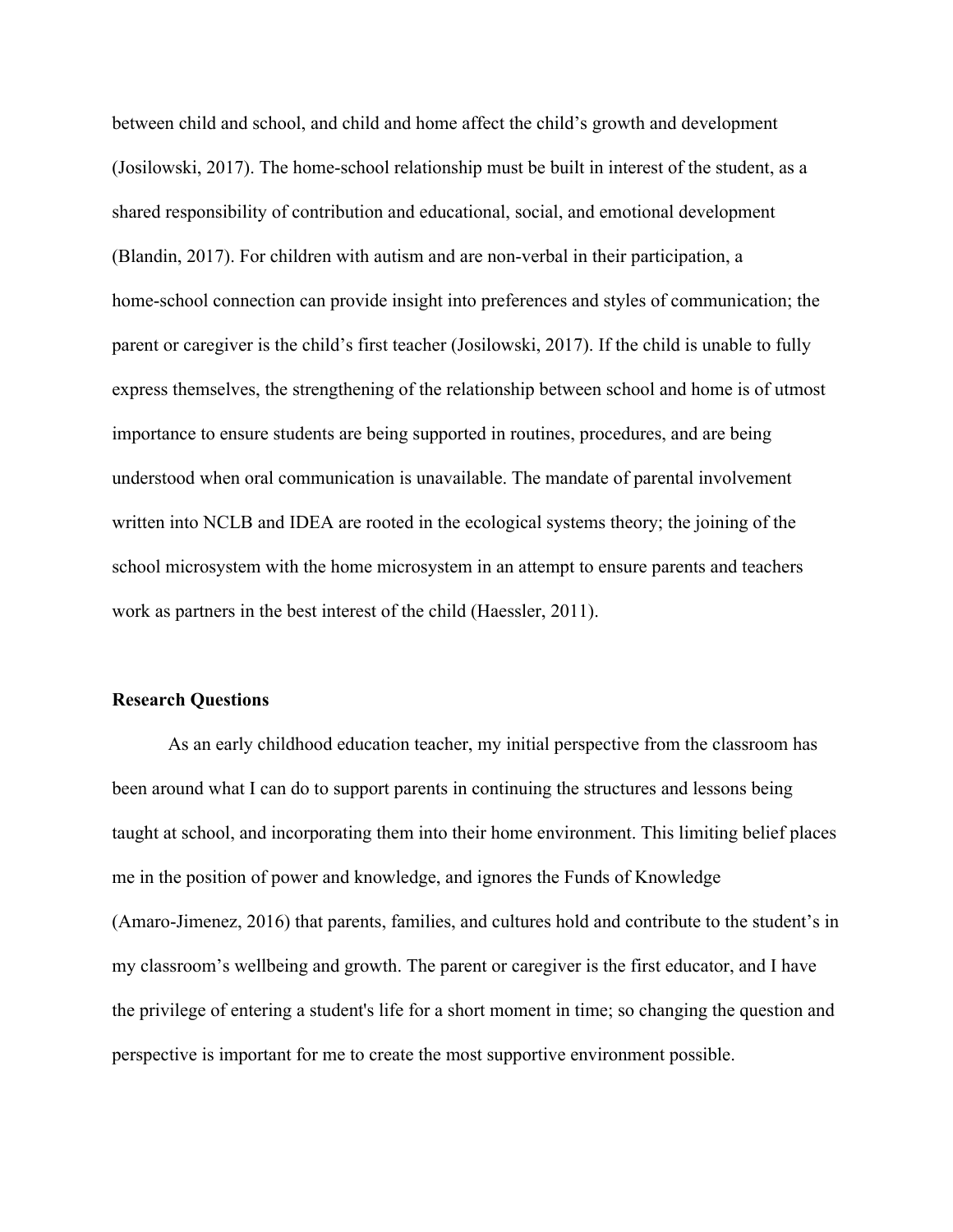between child and school, and child and home affect the child's growth and development (Josilowski, 2017). The home-school relationship must be built in interest of the student, as a shared responsibility of contribution and educational, social, and emotional development (Blandin, 2017). For children with autism and are non-verbal in their participation, a home-school connection can provide insight into preferences and styles of communication; the parent or caregiver is the child's first teacher (Josilowski, 2017). If the child is unable to fully express themselves, the strengthening of the relationship between school and home is of utmost importance to ensure students are being supported in routines, procedures, and are being understood when oral communication is unavailable. The mandate of parental involvement written into NCLB and IDEA are rooted in the ecological systems theory; the joining of the school microsystem with the home microsystem in an attempt to ensure parents and teachers work as partners in the best interest of the child (Haessler, 2011).

**Research Questions**

As an early childhood education teacher, my initial perspective from the classroom has been around what I can do to support parents in continuing the structures and lessons being taught at school, and incorporating them into their home environment. This limiting belief places me in the position of power and knowledge, and ignores the Funds of Knowledge (Amaro-Jimenez, 2016) that parents, families, and cultures hold and contribute to the student's in my classroom's wellbeing and growth. The parent or caregiver is the first educator, and I have the privilege of entering a student's life for a short moment in time; so changing the question and perspective is important for me to create the most supportive environment possible.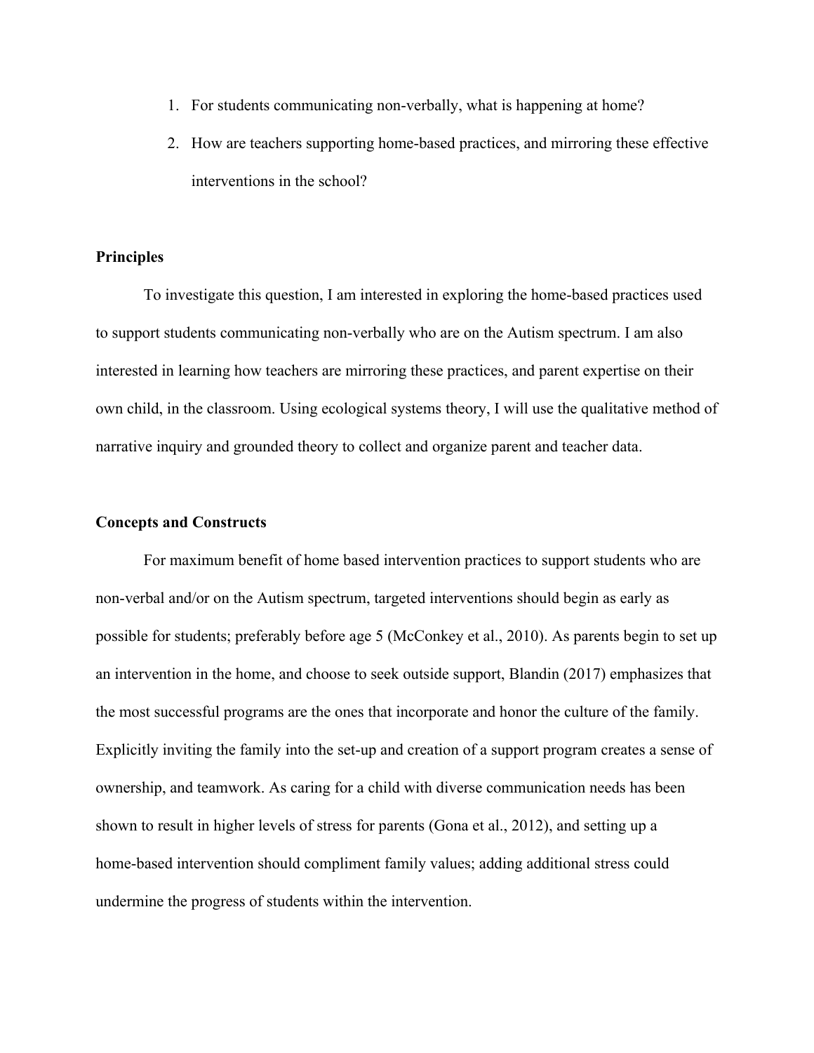1. For students communicating non-verbally, what is happening at home?
2. How are teachers supporting home-based practices, and mirroring these effective interventions in the school?

**Principles**

To investigate this question, I am interested in exploring the home-based practices used to support students communicating non-verbally who are on the Autism spectrum. I am also interested in learning how teachers are mirroring these practices, and parent expertise on their own child, in the classroom. Using ecological systems theory, I will use the qualitative method of narrative inquiry and grounded theory to collect and organize parent and teacher data.

**Concepts and Constructs**

For maximum benefit of home based intervention practices to support students who are non-verbal and/or on the Autism spectrum, targeted interventions should begin as early as possible for students; preferably before age 5 (McConkey et al., 2010). As parents begin to set up an intervention in the home, and choose to seek outside support, Blandin (2017) emphasizes that the most successful programs are the ones that incorporate and honor the culture of the family. Explicitly inviting the family into the set-up and creation of a support program creates a sense of ownership, and teamwork. As caring for a child with diverse communication needs has been shown to result in higher levels of stress for parents (Gona et al., 2012), and setting up a home-based intervention should compliment family values; adding additional stress could undermine the progress of students within the intervention.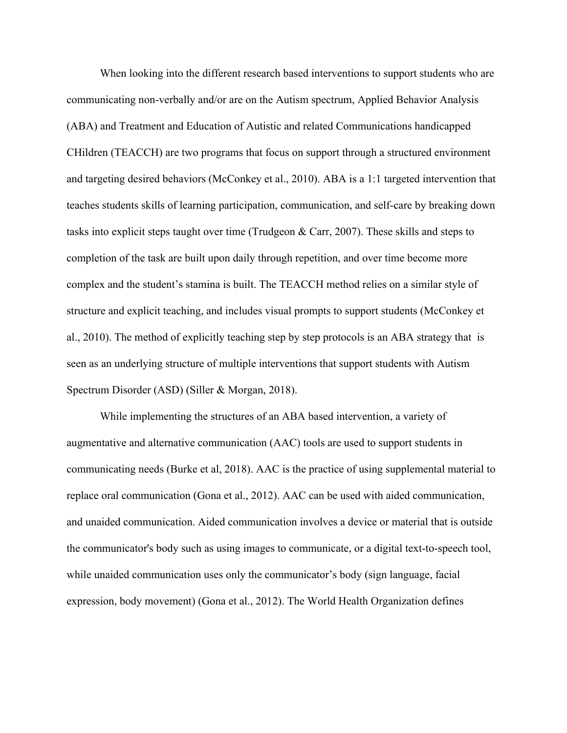When looking into the different research based interventions to support students who are communicating non-verbally and/or are on the Autism spectrum, Applied Behavior Analysis (ABA) and Treatment and Education of Autistic and related Communications handicapped CHildren (TEACCH) are two programs that focus on support through a structured environment and targeting desired behaviors (McConkey et al., 2010). ABA is a 1:1 targeted intervention that teaches students skills of learning participation, communication, and self-care by breaking down tasks into explicit steps taught over time (Trudgeon & Carr, 2007). These skills and steps to completion of the task are built upon daily through repetition, and over time become more complex and the student's stamina is built. The TEACCH method relies on a similar style of structure and explicit teaching, and includes visual prompts to support students (McConkey et al., 2010). The method of explicitly teaching step by step protocols is an ABA strategy that is seen as an underlying structure of multiple interventions that support students with Autism Spectrum Disorder (ASD) (Siller & Morgan, 2018).

While implementing the structures of an ABA based intervention, a variety of augmentative and alternative communication (AAC) tools are used to support students in communicating needs (Burke et al, 2018). AAC is the practice of using supplemental material to replace oral communication (Gona et al., 2012). AAC can be used with aided communication, and unaided communication. Aided communication involves a device or material that is outside the communicator's body such as using images to communicate, or a digital text-to-speech tool, while unaided communication uses only the communicator's body (sign language, facial expression, body movement) (Gona et al., 2012). The World Health Organization defines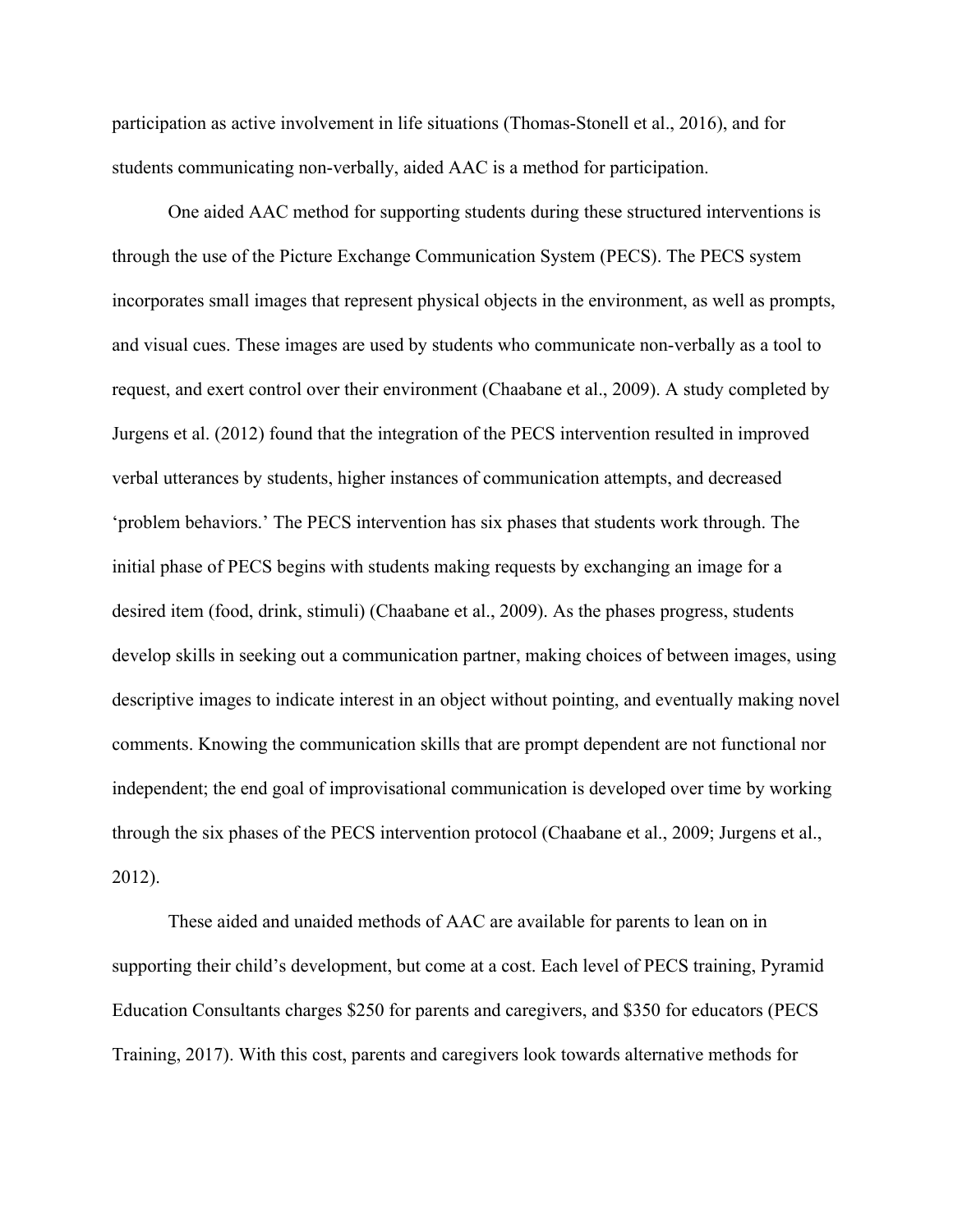participation as active involvement in life situations (Thomas-Stonell et al., 2016), and for students communicating non-verbally, aided AAC is a method for participation.

One aided AAC method for supporting students during these structured interventions is through the use of the Picture Exchange Communication System (PECS). The PECS system incorporates small images that represent physical objects in the environment, as well as prompts, and visual cues. These images are used by students who communicate non-verbally as a tool to request, and exert control over their environment (Chaabane et al., 2009). A study completed by Jurgens et al. (2012) found that the integration of the PECS intervention resulted in improved verbal utterances by students, higher instances of communication attempts, and decreased 'problem behaviors.' The PECS intervention has six phases that students work through. The initial phase of PECS begins with students making requests by exchanging an image for a desired item (food, drink, stimuli) (Chaabane et al., 2009). As the phases progress, students develop skills in seeking out a communication partner, making choices of between images, using descriptive images to indicate interest in an object without pointing, and eventually making novel comments. Knowing the communication skills that are prompt dependent are not functional nor independent; the end goal of improvisational communication is developed over time by working through the six phases of the PECS intervention protocol (Chaabane et al., 2009; Jurgens et al., 2012).

These aided and unaided methods of AAC are available for parents to lean on in supporting their child's development, but come at a cost. Each level of PECS training, Pyramid Education Consultants charges $250 for parents and caregivers, and $350 for educators (PECS Training, 2017). With this cost, parents and caregivers look towards alternative methods for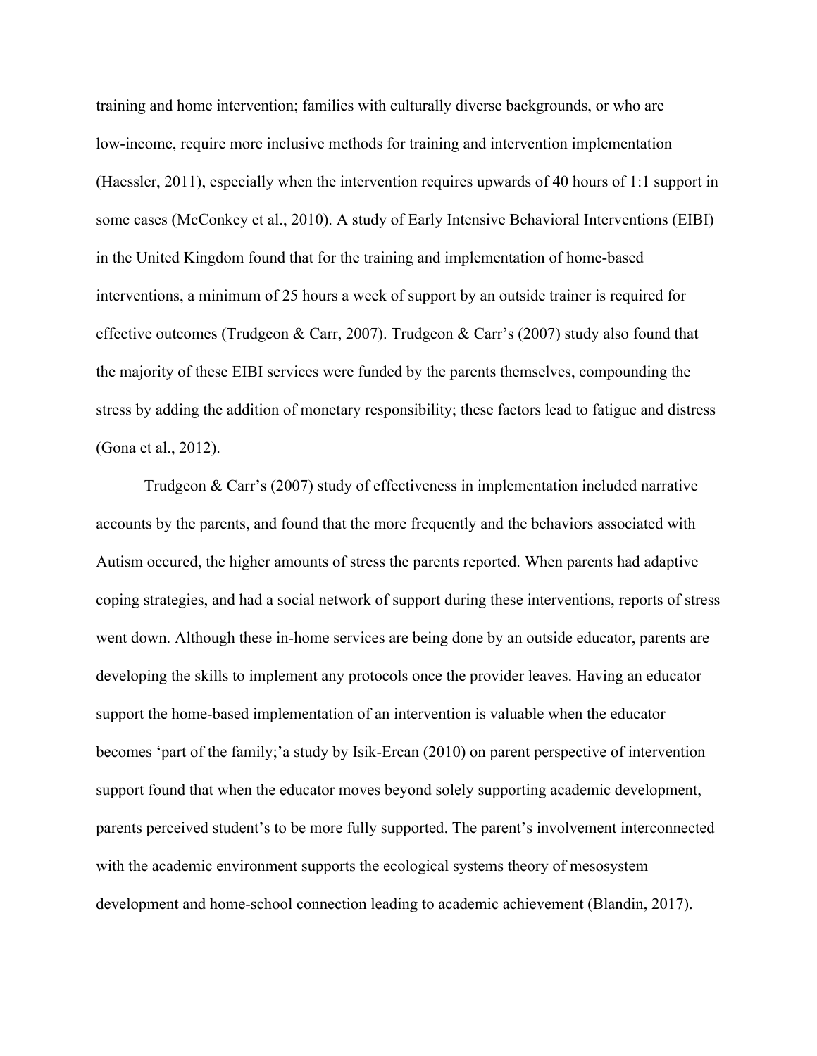training and home intervention; families with culturally diverse backgrounds, or who are low-income, require more inclusive methods for training and intervention implementation (Haessler, 2011), especially when the intervention requires upwards of 40 hours of 1:1 support in some cases (McConkey et al., 2010). A study of Early Intensive Behavioral Interventions (EIBI) in the United Kingdom found that for the training and implementation of home-based interventions, a minimum of 25 hours a week of support by an outside trainer is required for effective outcomes (Trudgeon & Carr, 2007). Trudgeon & Carr's (2007) study also found that the majority of these EIBI services were funded by the parents themselves, compounding the stress by adding the addition of monetary responsibility; these factors lead to fatigue and distress (Gona et al., 2012).

Trudgeon & Carr's (2007) study of effectiveness in implementation included narrative accounts by the parents, and found that the more frequently and the behaviors associated with Autism occured, the higher amounts of stress the parents reported. When parents had adaptive coping strategies, and had a social network of support during these interventions, reports of stress went down. Although these in-home services are being done by an outside educator, parents are developing the skills to implement any protocols once the provider leaves. Having an educator support the home-based implementation of an intervention is valuable when the educator becomes 'part of the family;'a study by Isik-Ercan (2010) on parent perspective of intervention support found that when the educator moves beyond solely supporting academic development, parents perceived student's to be more fully supported. The parent's involvement interconnected with the academic environment supports the ecological systems theory of mesosystem development and home-school connection leading to academic achievement (Blandin, 2017).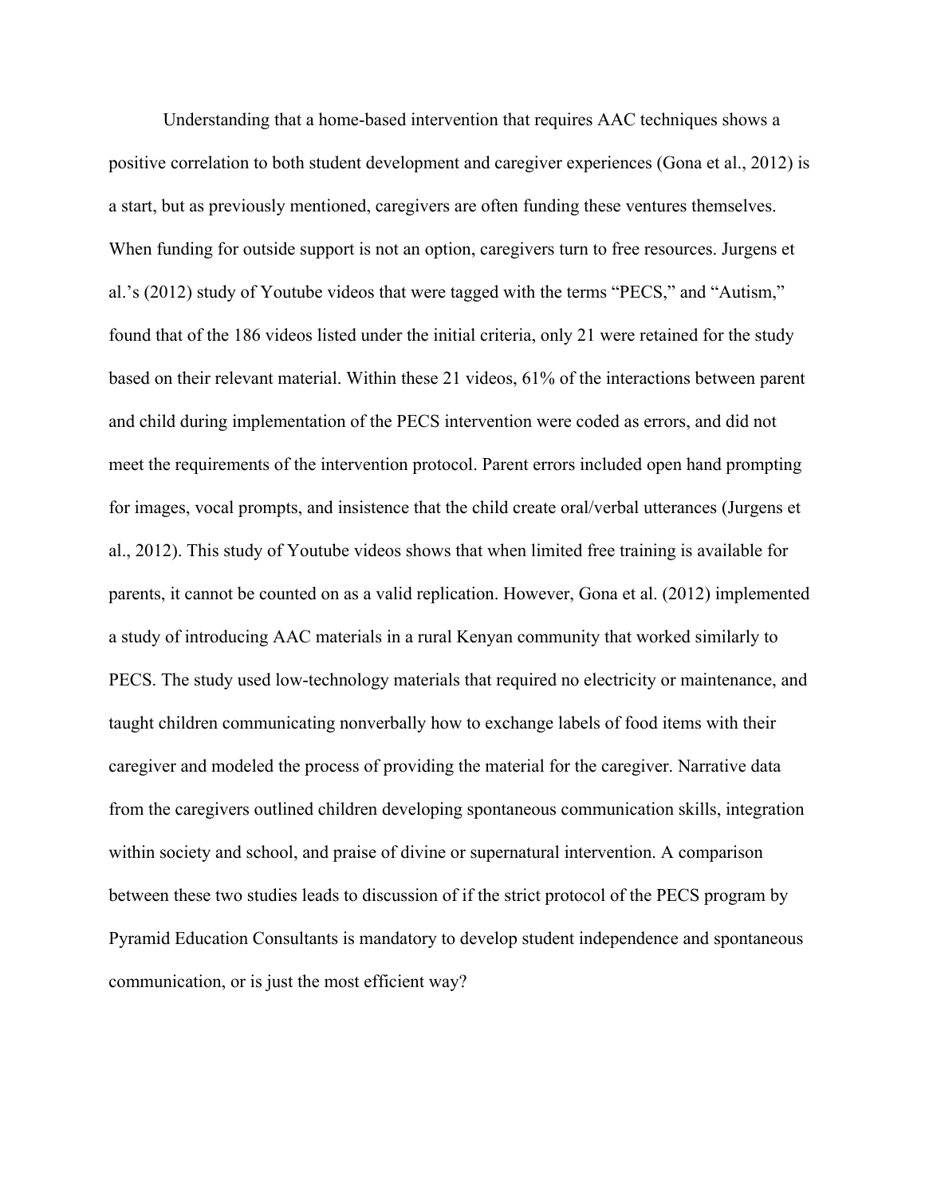Understanding that a home-based intervention that requires AAC techniques shows a positive correlation to both student development and caregiver experiences (Gona et al., 2012) is a start, but as previously mentioned, caregivers are often funding these ventures themselves. When funding for outside support is not an option, caregivers turn to free resources. Jurgens et al.'s (2012) study of Youtube videos that were tagged with the terms "PECS," and "Autism," found that of the 186 videos listed under the initial criteria, only 21 were retained for the study based on their relevant material. Within these 21 videos, 61% of the interactions between parent and child during implementation of the PECS intervention were coded as errors, and did not meet the requirements of the intervention protocol. Parent errors included open hand prompting for images, vocal prompts, and insistence that the child create oral/verbal utterances (Jurgens et al., 2012). This study of Youtube videos shows that when limited free training is available for parents, it cannot be counted on as a valid replication. However, Gona et al. (2012) implemented a study of introducing AAC materials in a rural Kenyan community that worked similarly to PECS. The study used low-technology materials that required no electricity or maintenance, and taught children communicating nonverbally how to exchange labels of food items with their caregiver and modeled the process of providing the material for the caregiver. Narrative data from the caregivers outlined children developing spontaneous communication skills, integration within society and school, and praise of divine or supernatural intervention. A comparison between these two studies leads to discussion of if the strict protocol of the PECS program by Pyramid Education Consultants is mandatory to develop student independence and spontaneous communication, or is just the most efficient way?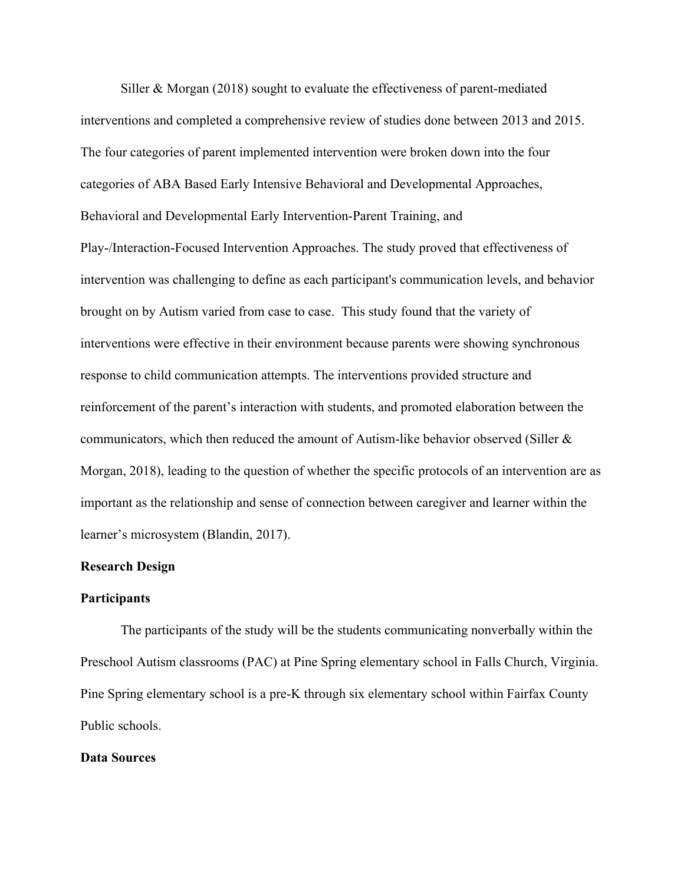Siller & Morgan (2018) sought to evaluate the effectiveness of parent-mediated interventions and completed a comprehensive review of studies done between 2013 and 2015. The four categories of parent implemented intervention were broken down into the four categories of ABA Based Early Intensive Behavioral and Developmental Approaches, Behavioral and Developmental Early Intervention-Parent Training, and Play-/Interaction-Focused Intervention Approaches. The study proved that effectiveness of intervention was challenging to define as each participant's communication levels, and behavior brought on by Autism varied from case to case. This study found that the variety of interventions were effective in their environment because parents were showing synchronous response to child communication attempts. The interventions provided structure and reinforcement of the parent's interaction with students, and promoted elaboration between the communicators, which then reduced the amount of Autism-like behavior observed (Siller & Morgan, 2018), leading to the question of whether the specific protocols of an intervention are as important as the relationship and sense of connection between caregiver and learner within the learner's microsystem (Blandin, 2017).

**Research Design**

**Participants**

The participants of the study will be the students communicating nonverbally within the Preschool Autism classrooms (PAC) at Pine Spring elementary school in Falls Church, Virginia. Pine Spring elementary school is a pre-K through six elementary school within Fairfax County Public schools.

**Data Sources**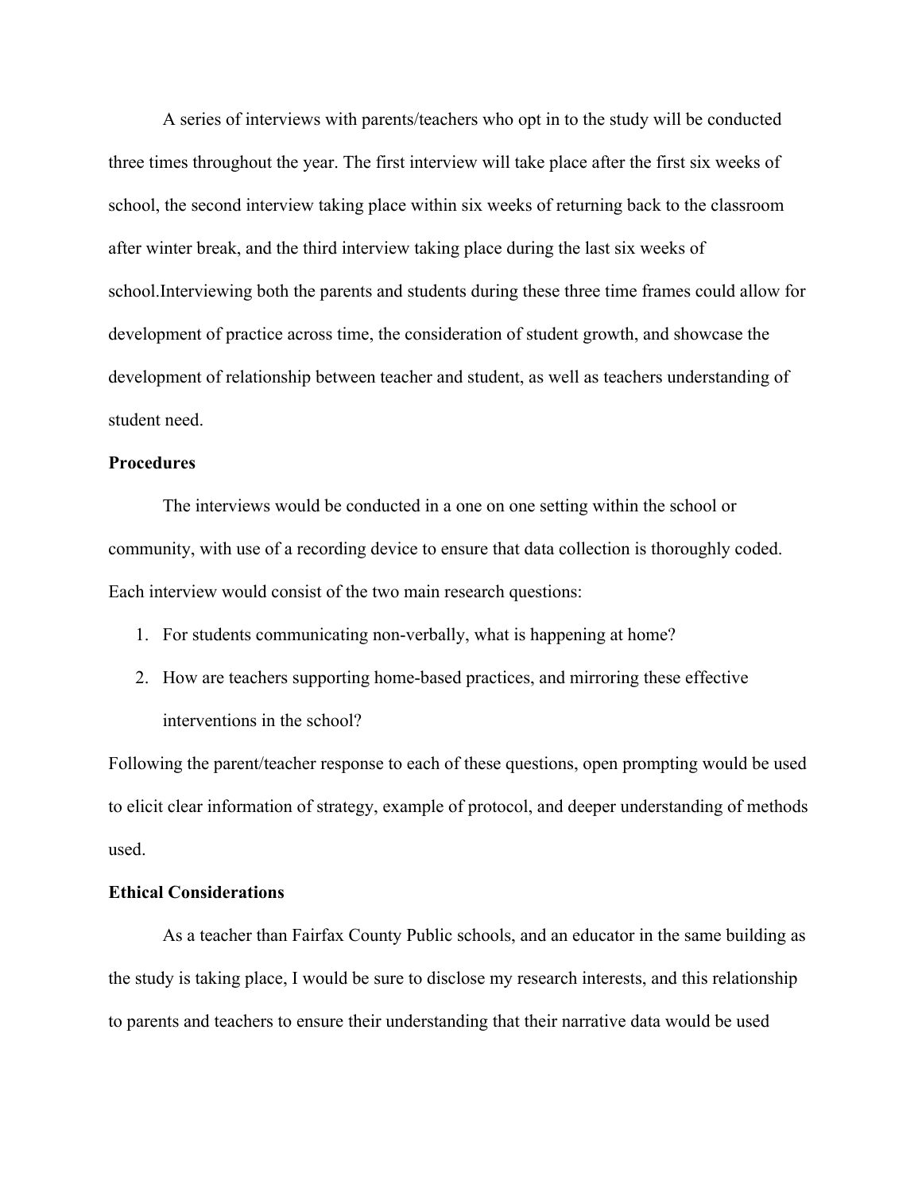A series of interviews with parents/teachers who opt in to the study will be conducted three times throughout the year. The first interview will take place after the first six weeks of school, the second interview taking place within six weeks of returning back to the classroom after winter break, and the third interview taking place during the last six weeks of school.Interviewing both the parents and students during these three time frames could allow for development of practice across time, the consideration of student growth, and showcase the development of relationship between teacher and student, as well as teachers understanding of student need.

**Procedures**

The interviews would be conducted in a one on one setting within the school or community, with use of a recording device to ensure that data collection is thoroughly coded. Each interview would consist of the two main research questions:

1. For students communicating non-verbally, what is happening at home?
2. How are teachers supporting home-based practices, and mirroring these effective interventions in the school?

Following the parent/teacher response to each of these questions, open prompting would be used to elicit clear information of strategy, example of protocol, and deeper understanding of methods used.

**Ethical Considerations**

As a teacher than Fairfax County Public schools, and an educator in the same building as the study is taking place, I would be sure to disclose my research interests, and this relationship to parents and teachers to ensure their understanding that their narrative data would be used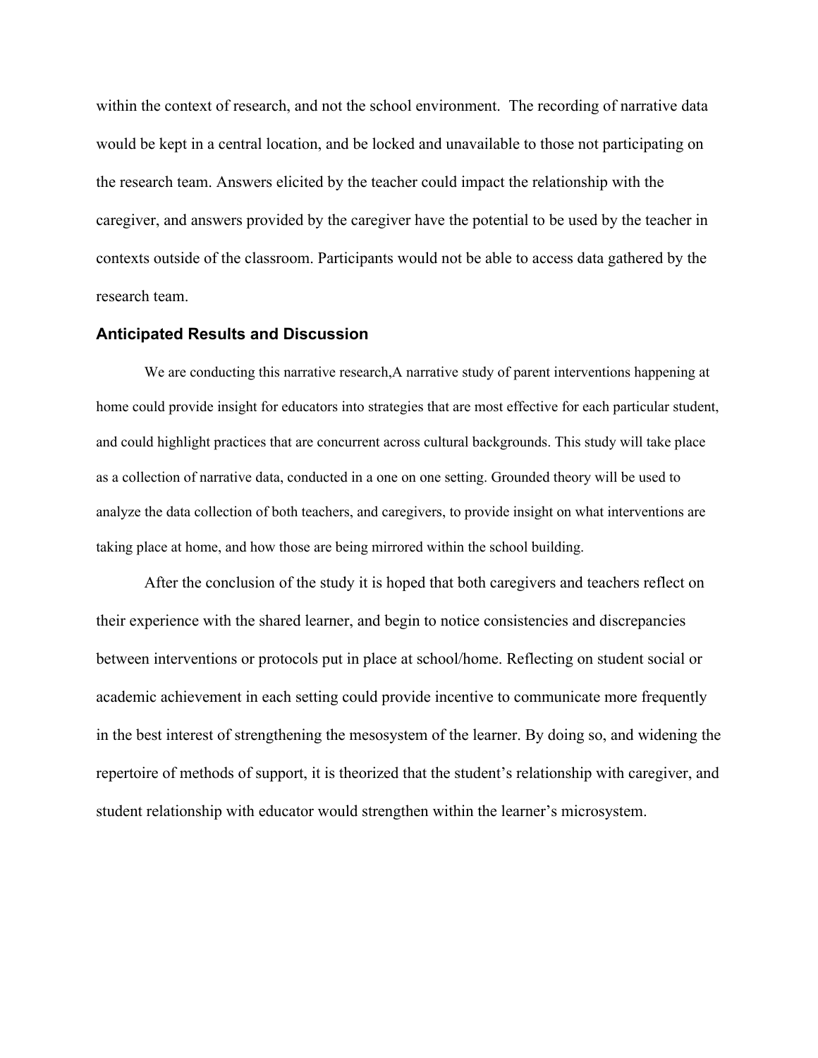within the context of research, and not the school environment. The recording of narrative data would be kept in a central location, and be locked and unavailable to those not participating on the research team. Answers elicited by the teacher could impact the relationship with the caregiver, and answers provided by the caregiver have the potential to be used by the teacher in contexts outside of the classroom. Participants would not be able to access data gathered by the research team.

## Anticipated Results and Discussion

We are conducting this narrative research,A narrative study of parent interventions happening at home could provide insight for educators into strategies that are most effective for each particular student, and could highlight practices that are concurrent across cultural backgrounds. This study will take place as a collection of narrative data, conducted in a one on one setting. Grounded theory will be used to analyze the data collection of both teachers, and caregivers, to provide insight on what interventions are taking place at home, and how those are being mirrored within the school building.

After the conclusion of the study it is hoped that both caregivers and teachers reflect on their experience with the shared learner, and begin to notice consistencies and discrepancies between interventions or protocols put in place at school/home. Reflecting on student social or academic achievement in each setting could provide incentive to communicate more frequently in the best interest of strengthening the mesosystem of the learner. By doing so, and widening the repertoire of methods of support, it is theorized that the student's relationship with caregiver, and student relationship with educator would strengthen within the learner's microsystem.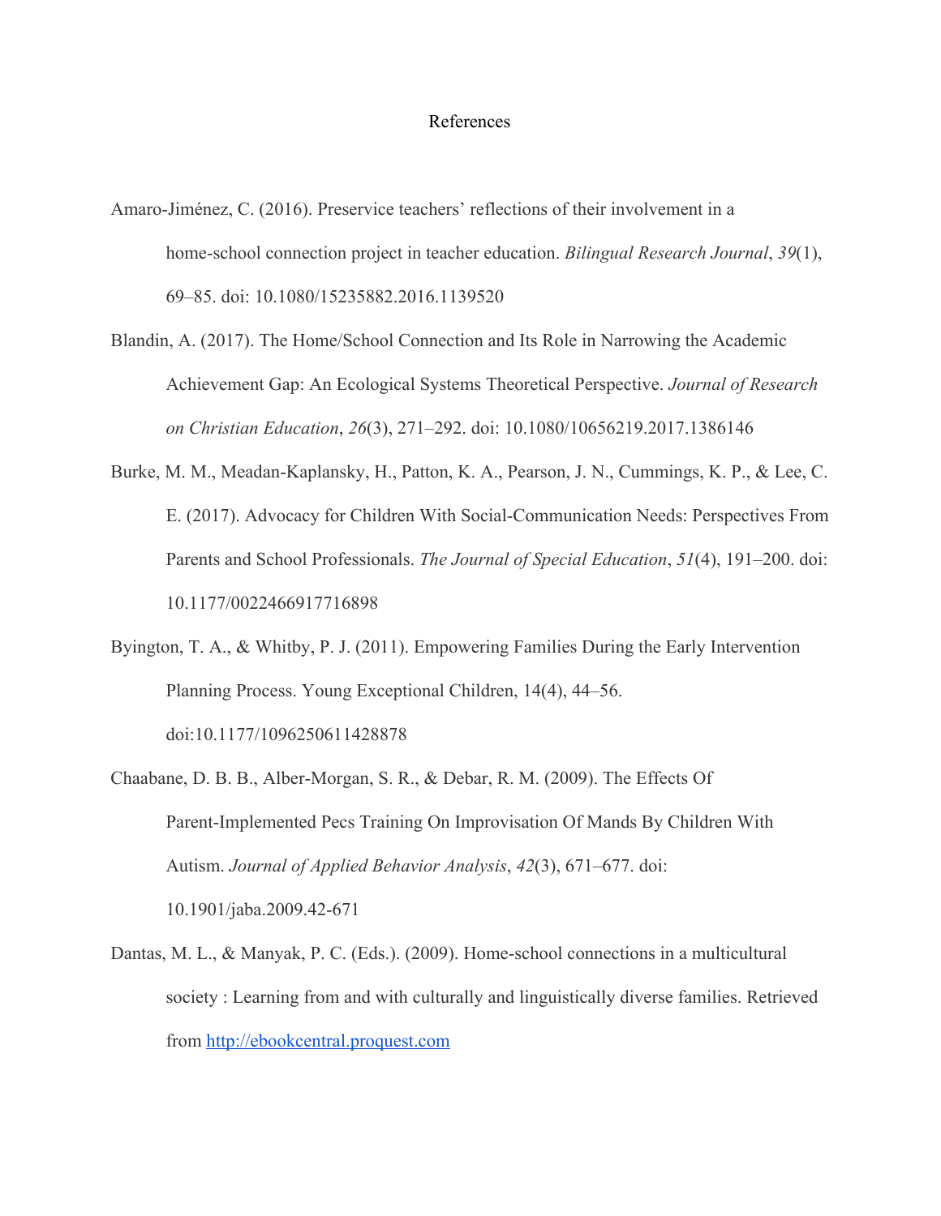# References

Amaro-Jiménez, C. (2016). Preservice teachers' reflections of their involvement in a home-school connection project in teacher education. *Bilingual Research Journal*, *39*(1), 69–85. doi: 10.1080/15235882.2016.1139520

Blandin, A. (2017). The Home/School Connection and Its Role in Narrowing the Academic Achievement Gap: An Ecological Systems Theoretical Perspective. *Journal of Research on Christian Education*, *26*(3), 271–292. doi: 10.1080/10656219.2017.1386146

Burke, M. M., Meadan-Kaplansky, H., Patton, K. A., Pearson, J. N., Cummings, K. P., & Lee, C. E. (2017). Advocacy for Children With Social-Communication Needs: Perspectives From Parents and School Professionals. *The Journal of Special Education*, *51*(4), 191–200. doi: 10.1177/0022466917716898

Byington, T. A., & Whitby, P. J. (2011). Empowering Families During the Early Intervention Planning Process. Young Exceptional Children, 14(4), 44–56. doi:10.1177/1096250611428878

Chaabane, D. B. B., Alber-Morgan, S. R., & Debar, R. M. (2009). The Effects Of Parent-Implemented Pecs Training On Improvisation Of Mands By Children With Autism. *Journal of Applied Behavior Analysis*, *42*(3), 671–677. doi: 10.1901/jaba.2009.42-671

Dantas, M. L., & Manyak, P. C. (Eds.). (2009). Home-school connections in a multicultural society : Learning from and with culturally and linguistically diverse families. Retrieved from http://ebookcentral.proquest.com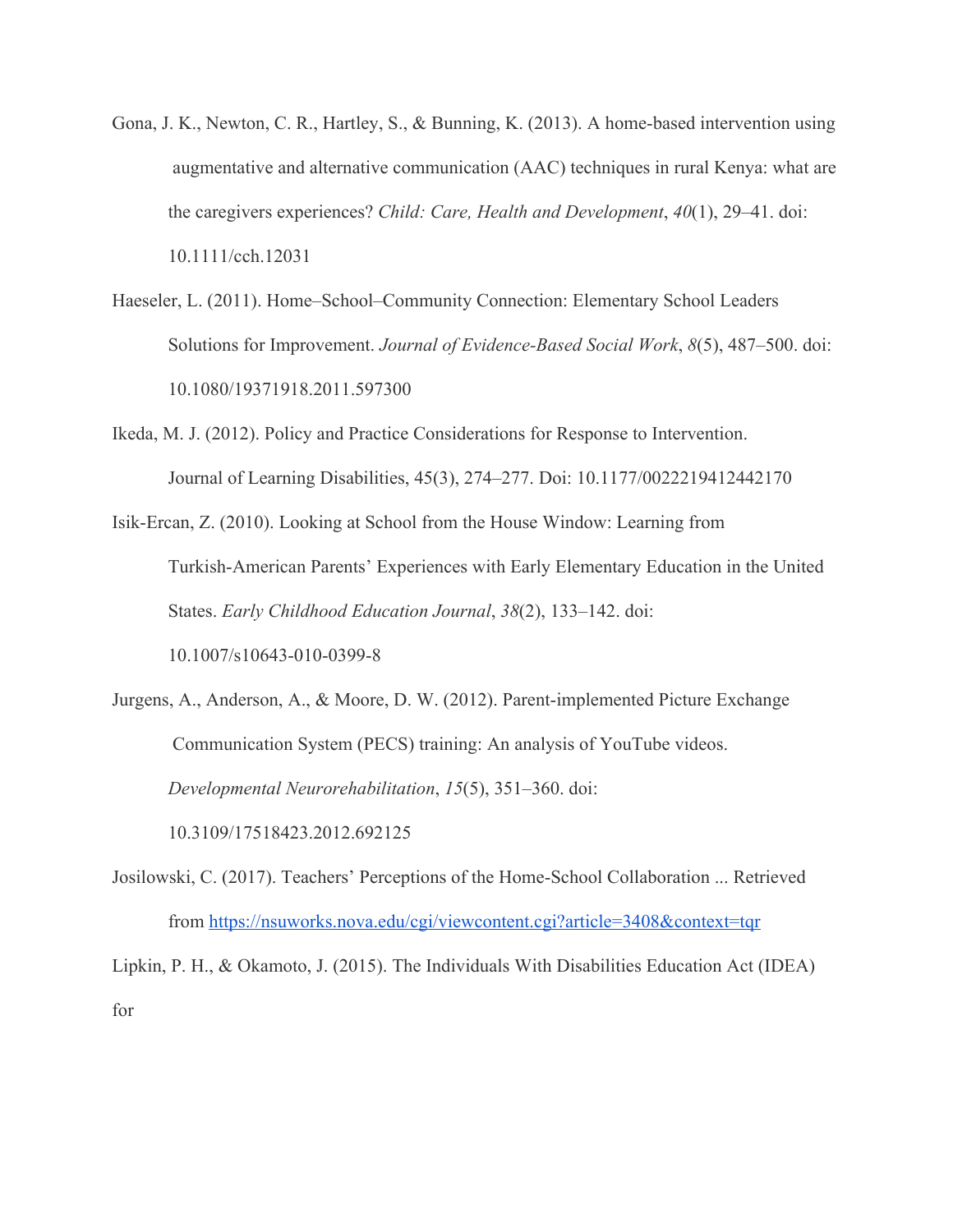Gona, J. K., Newton, C. R., Hartley, S., & Bunning, K. (2013). A home-based intervention using augmentative and alternative communication (AAC) techniques in rural Kenya: what are the caregivers experiences? *Child: Care, Health and Development*, *40*(1), 29–41. doi: 10.1111/cch.12031

Haeseler, L. (2011). Home–School–Community Connection: Elementary School Leaders Solutions for Improvement. *Journal of Evidence-Based Social Work*, *8*(5), 487–500. doi: 10.1080/19371918.2011.597300

Ikeda, M. J. (2012). Policy and Practice Considerations for Response to Intervention. Journal of Learning Disabilities, 45(3), 274–277. Doi: 10.1177/0022219412442170

Isik-Ercan, Z. (2010). Looking at School from the House Window: Learning from Turkish-American Parents' Experiences with Early Elementary Education in the United States. *Early Childhood Education Journal*, *38*(2), 133–142. doi: 10.1007/s10643-010-0399-8

Jurgens, A., Anderson, A., & Moore, D. W. (2012). Parent-implemented Picture Exchange Communication System (PECS) training: An analysis of YouTube videos. *Developmental Neurorehabilitation*, *15*(5), 351–360. doi: 10.3109/17518423.2012.692125

Josilowski, C. (2017). Teachers' Perceptions of the Home-School Collaboration ... Retrieved from [https://nsuworks.nova.edu/cgi/viewcontent.cgi?article=3408&context=tqr](https://nsuworks.nova.edu/cgi/viewcontent.cgi?article=3408&context=tqr)

Lipkin, P. H., & Okamoto, J. (2015). The Individuals With Disabilities Education Act (IDEA) for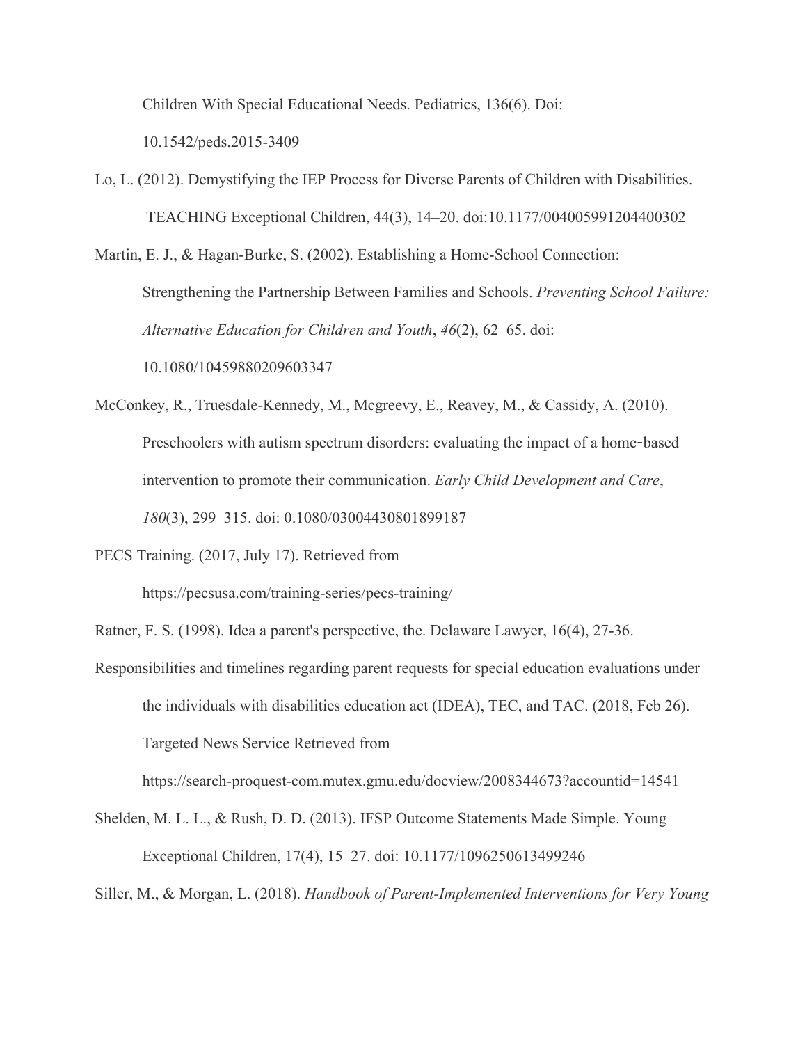Children With Special Educational Needs. Pediatrics, 136(6). Doi: 10.1542/peds.2015-3409

Lo, L. (2012). Demystifying the IEP Process for Diverse Parents of Children with Disabilities. TEACHING Exceptional Children, 44(3), 14–20. doi:10.1177/004005991204400302

Martin, E. J., & Hagan-Burke, S. (2002). Establishing a Home-School Connection: Strengthening the Partnership Between Families and Schools. *Preventing School Failure: Alternative Education for Children and Youth*, *46*(2), 62–65. doi: 10.1080/10459880209603347

McConkey, R., Truesdale-Kennedy, M., Mcgreevy, E., Reavey, M., & Cassidy, A. (2010). Preschoolers with autism spectrum disorders: evaluating the impact of a home‐based intervention to promote their communication. *Early Child Development and Care*, *180*(3), 299–315. doi: 0.1080/03004430801899187

PECS Training. (2017, July 17). Retrieved from https://pecsusa.com/training-series/pecs-training/

Ratner, F. S. (1998). Idea a parent's perspective, the. Delaware Lawyer, 16(4), 27-36.

Responsibilities and timelines regarding parent requests for special education evaluations under the individuals with disabilities education act (IDEA), TEC, and TAC. (2018, Feb 26). Targeted News Service Retrieved from https://search-proquest-com.mutex.gmu.edu/docview/2008344673?accountid=14541

Shelden, M. L. L., & Rush, D. D. (2013). IFSP Outcome Statements Made Simple. Young Exceptional Children, 17(4), 15–27. doi: 10.1177/1096250613499246

Siller, M., & Morgan, L. (2018). *Handbook of Parent-Implemented Interventions for Very Young*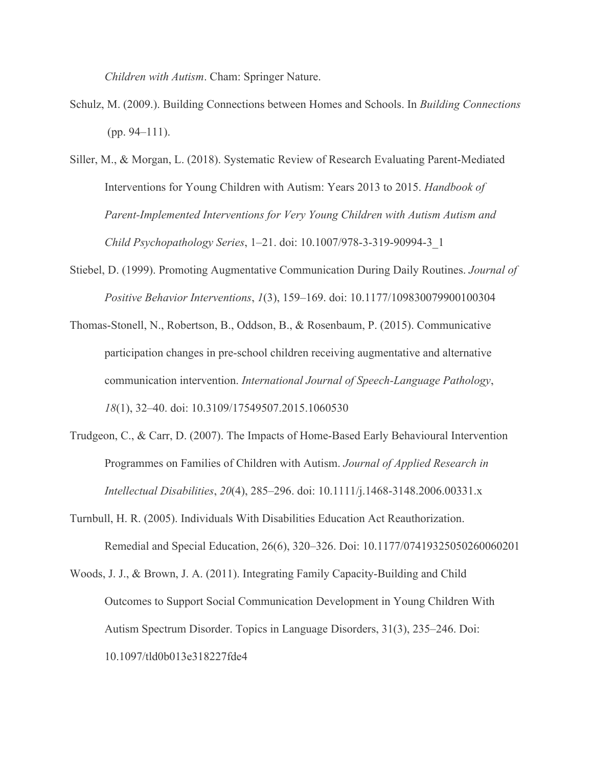*Children with Autism*. Cham: Springer Nature.

Schulz, M. (2009.). Building Connections between Homes and Schools. In *Building Connections* (pp. 94–111).

Siller, M., & Morgan, L. (2018). Systematic Review of Research Evaluating Parent-Mediated Interventions for Young Children with Autism: Years 2013 to 2015. *Handbook of Parent-Implemented Interventions for Very Young Children with Autism Autism and Child Psychopathology Series*, 1–21. doi: 10.1007/978-3-319-90994-3_1

Stiebel, D. (1999). Promoting Augmentative Communication During Daily Routines. *Journal of Positive Behavior Interventions*, *1*(3), 159–169. doi: 10.1177/109830079900100304

Thomas-Stonell, N., Robertson, B., Oddson, B., & Rosenbaum, P. (2015). Communicative participation changes in pre-school children receiving augmentative and alternative communication intervention. *International Journal of Speech-Language Pathology*, *18*(1), 32–40. doi: 10.3109/17549507.2015.1060530

Trudgeon, C., & Carr, D. (2007). The Impacts of Home-Based Early Behavioural Intervention Programmes on Families of Children with Autism. *Journal of Applied Research in Intellectual Disabilities*, *20*(4), 285–296. doi: 10.1111/j.1468-3148.2006.00331.x

Turnbull, H. R. (2005). Individuals With Disabilities Education Act Reauthorization. Remedial and Special Education, 26(6), 320–326. Doi: 10.1177/07419325050260060201

Woods, J. J., & Brown, J. A. (2011). Integrating Family Capacity-Building and Child Outcomes to Support Social Communication Development in Young Children With Autism Spectrum Disorder. Topics in Language Disorders, 31(3), 235–246. Doi: 10.1097/tld0b013e318227fde4